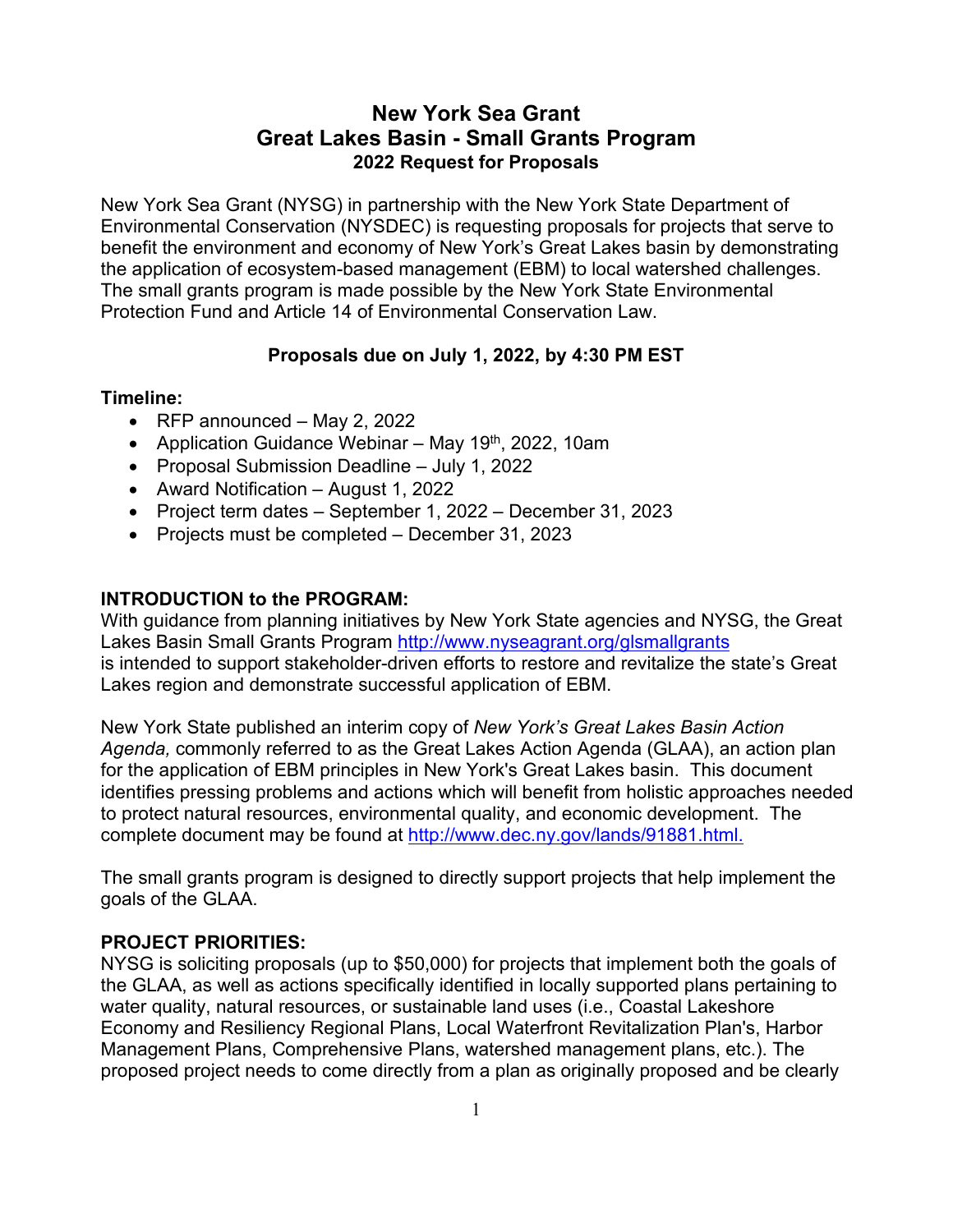# New York Sea Grant
# Great Lakes Basin - Small Grants Program
## 2022 Request for Proposals

New York Sea Grant (NYSG) in partnership with the New York State Department of Environmental Conservation (NYSDEC) is requesting proposals for projects that serve to benefit the environment and economy of New York's Great Lakes basin by demonstrating the application of ecosystem-based management (EBM) to local watershed challenges. The small grants program is made possible by the New York State Environmental Protection Fund and Article 14 of Environmental Conservation Law.

**Proposals due on July 1, 2022, by 4:30 PM EST**

**Timeline:**

- RFP announced – May 2, 2022
- Application Guidance Webinar – May 19th, 2022, 10am
- Proposal Submission Deadline – July 1, 2022
- Award Notification – August 1, 2022
- Project term dates – September 1, 2022 – December 31, 2023
- Projects must be completed – December 31, 2023

**INTRODUCTION to the PROGRAM:**

With guidance from planning initiatives by New York State agencies and NYSG, the Great Lakes Basin Small Grants Program http://www.nyseagrant.org/glsmallgrants is intended to support stakeholder-driven efforts to restore and revitalize the state's Great Lakes region and demonstrate successful application of EBM.

New York State published an interim copy of *New York's Great Lakes Basin Action Agenda,* commonly referred to as the Great Lakes Action Agenda (GLAA), an action plan for the application of EBM principles in New York's Great Lakes basin. This document identifies pressing problems and actions which will benefit from holistic approaches needed to protect natural resources, environmental quality, and economic development. The complete document may be found at http://www.dec.ny.gov/lands/91881.html.

The small grants program is designed to directly support projects that help implement the goals of the GLAA.

**PROJECT PRIORITIES:**

NYSG is soliciting proposals (up to $50,000) for projects that implement both the goals of the GLAA, as well as actions specifically identified in locally supported plans pertaining to water quality, natural resources, or sustainable land uses (i.e., Coastal Lakeshore Economy and Resiliency Regional Plans, Local Waterfront Revitalization Plan's, Harbor Management Plans, Comprehensive Plans, watershed management plans, etc.). The proposed project needs to come directly from a plan as originally proposed and be clearly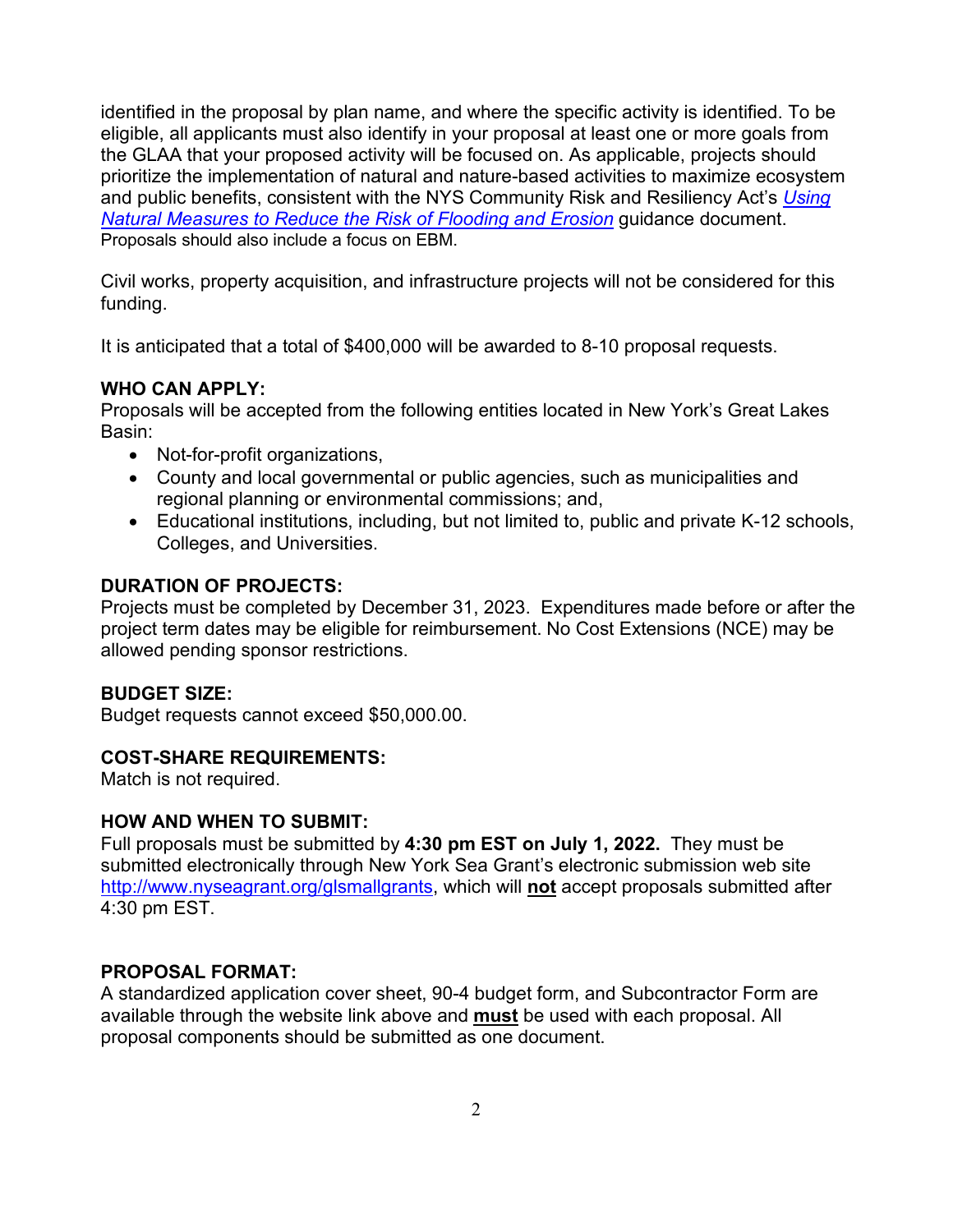identified in the proposal by plan name, and where the specific activity is identified. To be eligible, all applicants must also identify in your proposal at least one or more goals from the GLAA that your proposed activity will be focused on. As applicable, projects should prioritize the implementation of natural and nature-based activities to maximize ecosystem and public benefits, consistent with the NYS Community Risk and Resiliency Act's *Using Natural Measures to Reduce the Risk of Flooding and Erosion* guidance document. Proposals should also include a focus on EBM.

Civil works, property acquisition, and infrastructure projects will not be considered for this funding.

It is anticipated that a total of $400,000 will be awarded to 8-10 proposal requests.

**WHO CAN APPLY:**
Proposals will be accepted from the following entities located in New York's Great Lakes Basin:

- Not-for-profit organizations,
- County and local governmental or public agencies, such as municipalities and regional planning or environmental commissions; and,
- Educational institutions, including, but not limited to, public and private K-12 schools, Colleges, and Universities.

**DURATION OF PROJECTS:**
Projects must be completed by December 31, 2023. Expenditures made before or after the project term dates may be eligible for reimbursement. No Cost Extensions (NCE) may be allowed pending sponsor restrictions.

**BUDGET SIZE:**
Budget requests cannot exceed $50,000.00.

**COST-SHARE REQUIREMENTS:**
Match is not required.

**HOW AND WHEN TO SUBMIT:**
Full proposals must be submitted by **4:30 pm EST on July 1, 2022.** They must be submitted electronically through New York Sea Grant's electronic submission web site http://www.nyseagrant.org/glsmallgrants, which will **not** accept proposals submitted after 4:30 pm EST.

**PROPOSAL FORMAT:**
A standardized application cover sheet, 90-4 budget form, and Subcontractor Form are available through the website link above and **must** be used with each proposal. All proposal components should be submitted as one document.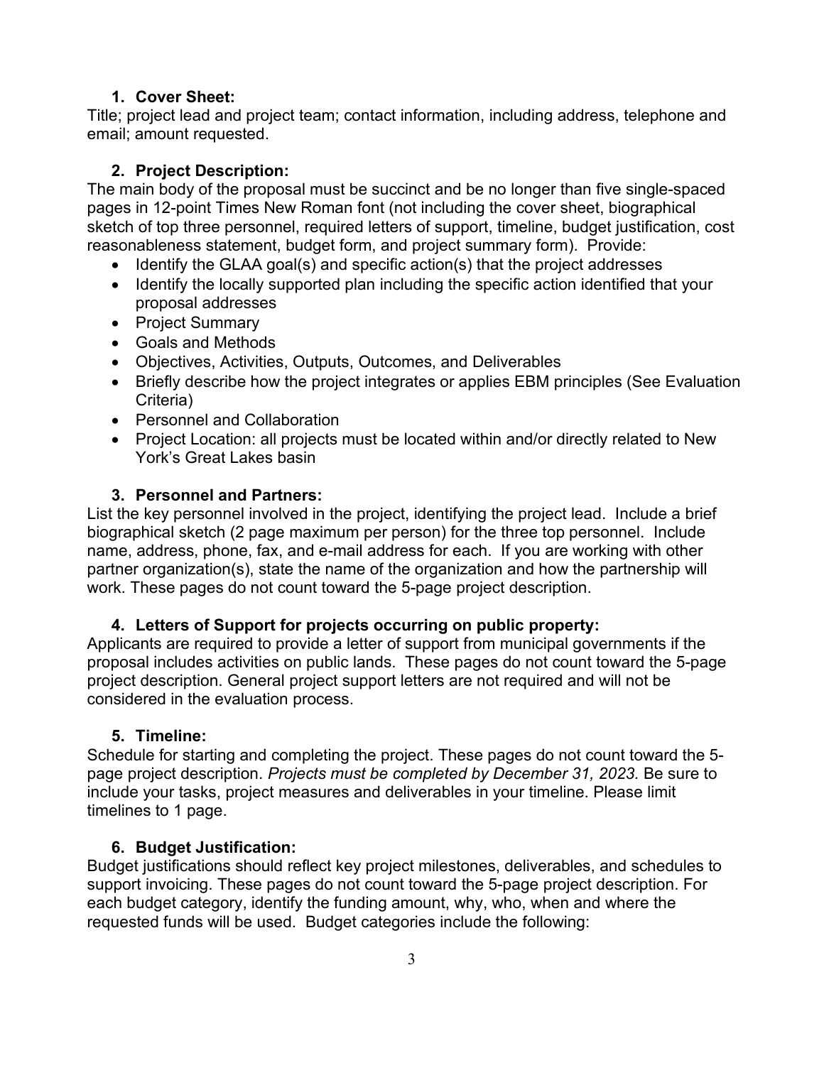1. **Cover Sheet:**

Title; project lead and project team; contact information, including address, telephone and email; amount requested.

2. **Project Description:**

The main body of the proposal must be succinct and be no longer than five single-spaced pages in 12-point Times New Roman font (not including the cover sheet, biographical sketch of top three personnel, required letters of support, timeline, budget justification, cost reasonableness statement, budget form, and project summary form). Provide:

- Identify the GLAA goal(s) and specific action(s) that the project addresses
- Identify the locally supported plan including the specific action identified that your proposal addresses
- Project Summary
- Goals and Methods
- Objectives, Activities, Outputs, Outcomes, and Deliverables
- Briefly describe how the project integrates or applies EBM principles (See Evaluation Criteria)
- Personnel and Collaboration
- Project Location: all projects must be located within and/or directly related to New York's Great Lakes basin

3. **Personnel and Partners:**

List the key personnel involved in the project, identifying the project lead. Include a brief biographical sketch (2 page maximum per person) for the three top personnel. Include name, address, phone, fax, and e-mail address for each. If you are working with other partner organization(s), state the name of the organization and how the partnership will work. These pages do not count toward the 5-page project description.

4. **Letters of Support for projects occurring on public property:**

Applicants are required to provide a letter of support from municipal governments if the proposal includes activities on public lands. These pages do not count toward the 5-page project description. General project support letters are not required and will not be considered in the evaluation process.

5. **Timeline:**

Schedule for starting and completing the project. These pages do not count toward the 5-page project description. *Projects must be completed by December 31, 2023.* Be sure to include your tasks, project measures and deliverables in your timeline. Please limit timelines to 1 page.

6. **Budget Justification:**

Budget justifications should reflect key project milestones, deliverables, and schedules to support invoicing. These pages do not count toward the 5-page project description. For each budget category, identify the funding amount, why, who, when and where the requested funds will be used. Budget categories include the following: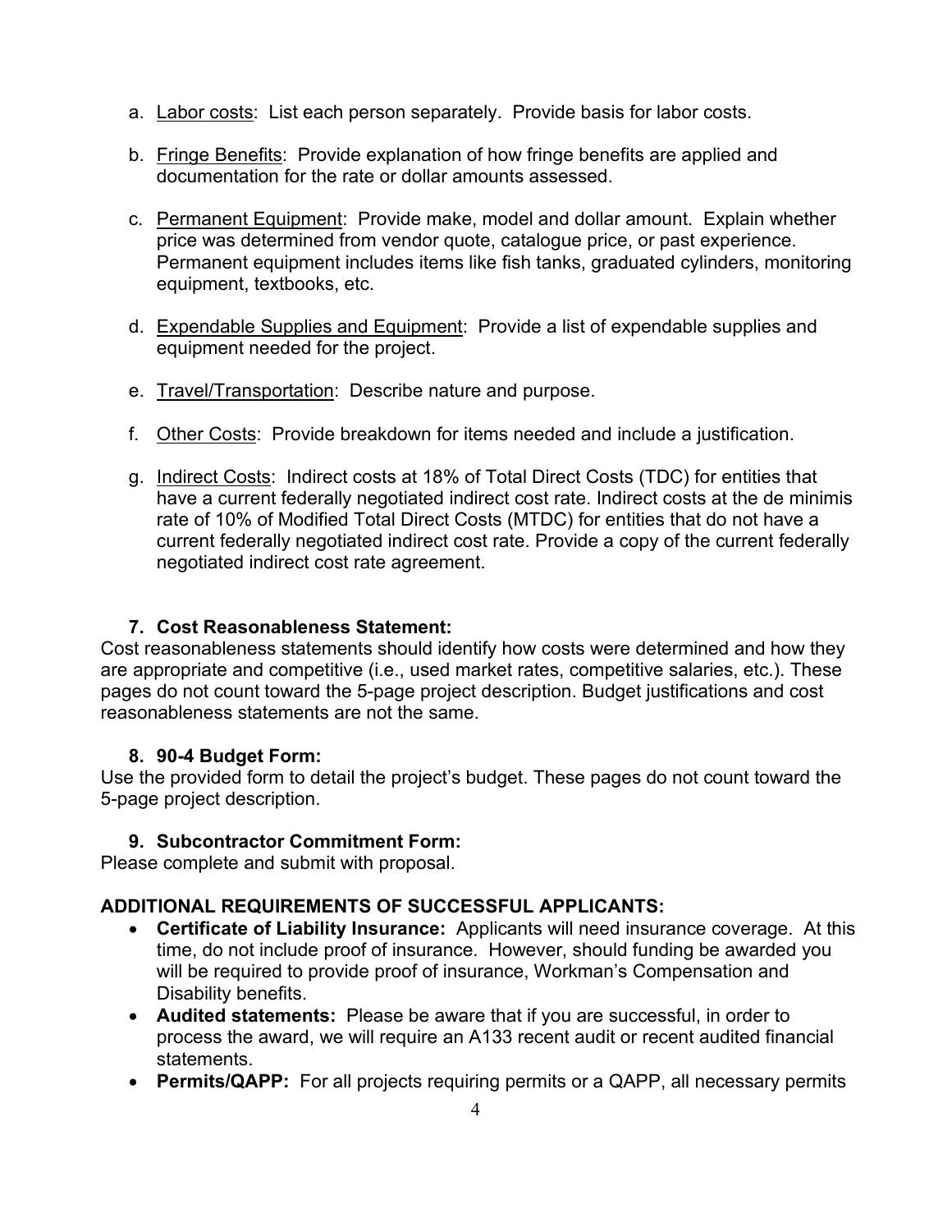a. Labor costs: List each person separately. Provide basis for labor costs.

b. Fringe Benefits: Provide explanation of how fringe benefits are applied and documentation for the rate or dollar amounts assessed.

c. Permanent Equipment: Provide make, model and dollar amount. Explain whether price was determined from vendor quote, catalogue price, or past experience. Permanent equipment includes items like fish tanks, graduated cylinders, monitoring equipment, textbooks, etc.

d. Expendable Supplies and Equipment: Provide a list of expendable supplies and equipment needed for the project.

e. Travel/Transportation: Describe nature and purpose.

f. Other Costs: Provide breakdown for items needed and include a justification.

g. Indirect Costs: Indirect costs at 18% of Total Direct Costs (TDC) for entities that have a current federally negotiated indirect cost rate. Indirect costs at the de minimis rate of 10% of Modified Total Direct Costs (MTDC) for entities that do not have a current federally negotiated indirect cost rate. Provide a copy of the current federally negotiated indirect cost rate agreement.

### 7. Cost Reasonableness Statement:

Cost reasonableness statements should identify how costs were determined and how they are appropriate and competitive (i.e., used market rates, competitive salaries, etc.). These pages do not count toward the 5-page project description. Budget justifications and cost reasonableness statements are not the same.

### 8. 90-4 Budget Form:

Use the provided form to detail the project's budget. These pages do not count toward the 5-page project description.

### 9. Subcontractor Commitment Form:

Please complete and submit with proposal.

## ADDITIONAL REQUIREMENTS OF SUCCESSFUL APPLICANTS:

- **Certificate of Liability Insurance:** Applicants will need insurance coverage. At this time, do not include proof of insurance. However, should funding be awarded you will be required to provide proof of insurance, Workman's Compensation and Disability benefits.
- **Audited statements:** Please be aware that if you are successful, in order to process the award, we will require an A133 recent audit or recent audited financial statements.
- **Permits/QAPP:** For all projects requiring permits or a QAPP, all necessary permits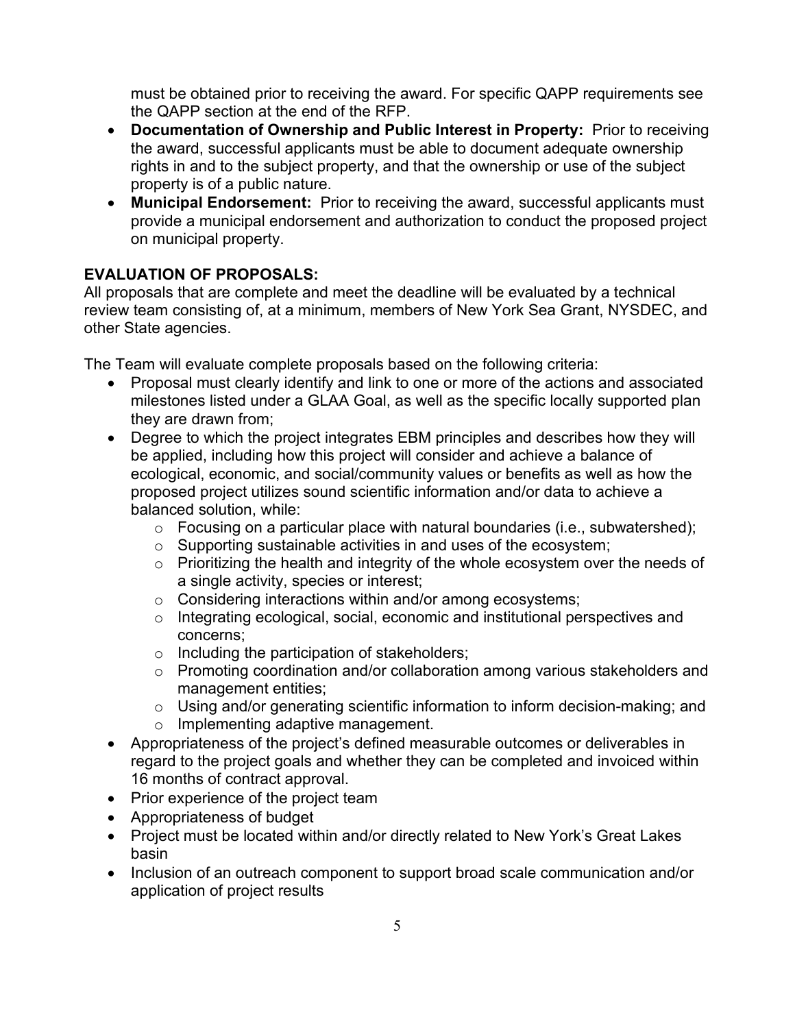must be obtained prior to receiving the award. For specific QAPP requirements see the QAPP section at the end of the RFP.

- **Documentation of Ownership and Public Interest in Property:** Prior to receiving the award, successful applicants must be able to document adequate ownership rights in and to the subject property, and that the ownership or use of the subject property is of a public nature.
- **Municipal Endorsement:** Prior to receiving the award, successful applicants must provide a municipal endorsement and authorization to conduct the proposed project on municipal property.

**EVALUATION OF PROPOSALS:**

All proposals that are complete and meet the deadline will be evaluated by a technical review team consisting of, at a minimum, members of New York Sea Grant, NYSDEC, and other State agencies.

The Team will evaluate complete proposals based on the following criteria:

- Proposal must clearly identify and link to one or more of the actions and associated milestones listed under a GLAA Goal, as well as the specific locally supported plan they are drawn from;
- Degree to which the project integrates EBM principles and describes how they will be applied, including how this project will consider and achieve a balance of ecological, economic, and social/community values or benefits as well as how the proposed project utilizes sound scientific information and/or data to achieve a balanced solution, while:
  - Focusing on a particular place with natural boundaries (i.e., subwatershed);
  - Supporting sustainable activities in and uses of the ecosystem;
  - Prioritizing the health and integrity of the whole ecosystem over the needs of a single activity, species or interest;
  - Considering interactions within and/or among ecosystems;
  - Integrating ecological, social, economic and institutional perspectives and concerns;
  - Including the participation of stakeholders;
  - Promoting coordination and/or collaboration among various stakeholders and management entities;
  - Using and/or generating scientific information to inform decision-making; and
  - Implementing adaptive management.
- Appropriateness of the project's defined measurable outcomes or deliverables in regard to the project goals and whether they can be completed and invoiced within 16 months of contract approval.
- Prior experience of the project team
- Appropriateness of budget
- Project must be located within and/or directly related to New York's Great Lakes basin
- Inclusion of an outreach component to support broad scale communication and/or application of project results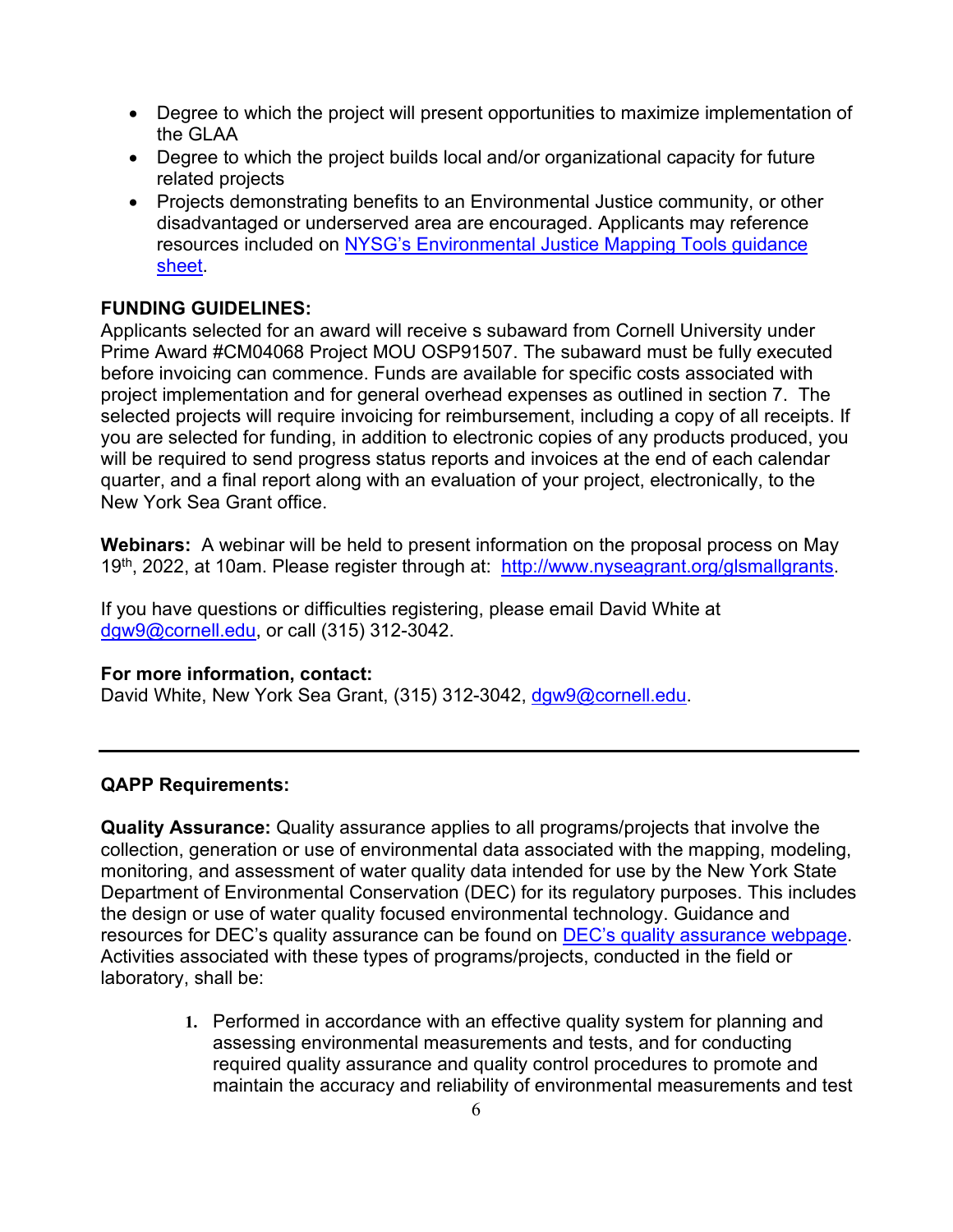- Degree to which the project will present opportunities to maximize implementation of the GLAA
- Degree to which the project builds local and/or organizational capacity for future related projects
- Projects demonstrating benefits to an Environmental Justice community, or other disadvantaged or underserved area are encouraged. Applicants may reference resources included on [NYSG's Environmental Justice Mapping Tools guidance sheet](#).

**FUNDING GUIDELINES:**
Applicants selected for an award will receive s subaward from Cornell University under Prime Award #CM04068 Project MOU OSP91507. The subaward must be fully executed before invoicing can commence. Funds are available for specific costs associated with project implementation and for general overhead expenses as outlined in section 7. The selected projects will require invoicing for reimbursement, including a copy of all receipts. If you are selected for funding, in addition to electronic copies of any products produced, you will be required to send progress status reports and invoices at the end of each calendar quarter, and a final report along with an evaluation of your project, electronically, to the New York Sea Grant office.

**Webinars:** A webinar will be held to present information on the proposal process on May 19th, 2022, at 10am. Please register through at: http://www.nyseagrant.org/glsmallgrants.

If you have questions or difficulties registering, please email David White at dgw9@cornell.edu, or call (315) 312-3042.

**For more information, contact:**
David White, New York Sea Grant, (315) 312-3042, dgw9@cornell.edu.

---

**QAPP Requirements:**

**Quality Assurance:** Quality assurance applies to all programs/projects that involve the collection, generation or use of environmental data associated with the mapping, modeling, monitoring, and assessment of water quality data intended for use by the New York State Department of Environmental Conservation (DEC) for its regulatory purposes. This includes the design or use of water quality focused environmental technology. Guidance and resources for DEC's quality assurance can be found on [DEC's quality assurance webpage](#). Activities associated with these types of programs/projects, conducted in the field or laboratory, shall be:

1. Performed in accordance with an effective quality system for planning and assessing environmental measurements and tests, and for conducting required quality assurance and quality control procedures to promote and maintain the accuracy and reliability of environmental measurements and test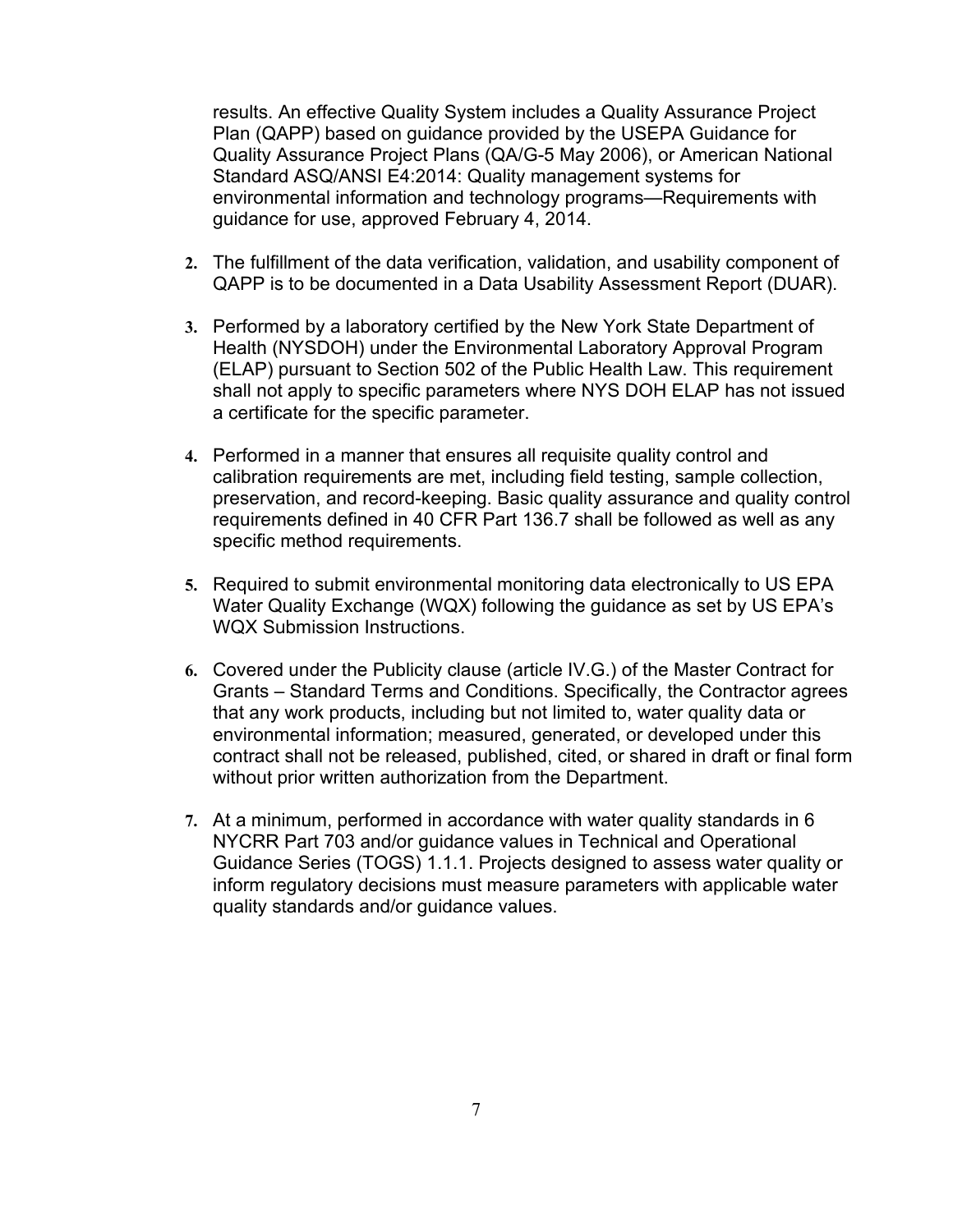results. An effective Quality System includes a Quality Assurance Project Plan (QAPP) based on guidance provided by the USEPA Guidance for Quality Assurance Project Plans (QA/G-5 May 2006), or American National Standard ASQ/ANSI E4:2014: Quality management systems for environmental information and technology programs—Requirements with guidance for use, approved February 4, 2014.

2. The fulfillment of the data verification, validation, and usability component of QAPP is to be documented in a Data Usability Assessment Report (DUAR).

3. Performed by a laboratory certified by the New York State Department of Health (NYSDOH) under the Environmental Laboratory Approval Program (ELAP) pursuant to Section 502 of the Public Health Law. This requirement shall not apply to specific parameters where NYS DOH ELAP has not issued a certificate for the specific parameter.

4. Performed in a manner that ensures all requisite quality control and calibration requirements are met, including field testing, sample collection, preservation, and record-keeping. Basic quality assurance and quality control requirements defined in 40 CFR Part 136.7 shall be followed as well as any specific method requirements.

5. Required to submit environmental monitoring data electronically to US EPA Water Quality Exchange (WQX) following the guidance as set by US EPA's WQX Submission Instructions.

6. Covered under the Publicity clause (article IV.G.) of the Master Contract for Grants – Standard Terms and Conditions. Specifically, the Contractor agrees that any work products, including but not limited to, water quality data or environmental information; measured, generated, or developed under this contract shall not be released, published, cited, or shared in draft or final form without prior written authorization from the Department.

7. At a minimum, performed in accordance with water quality standards in 6 NYCRR Part 703 and/or guidance values in Technical and Operational Guidance Series (TOGS) 1.1.1. Projects designed to assess water quality or inform regulatory decisions must measure parameters with applicable water quality standards and/or guidance values.